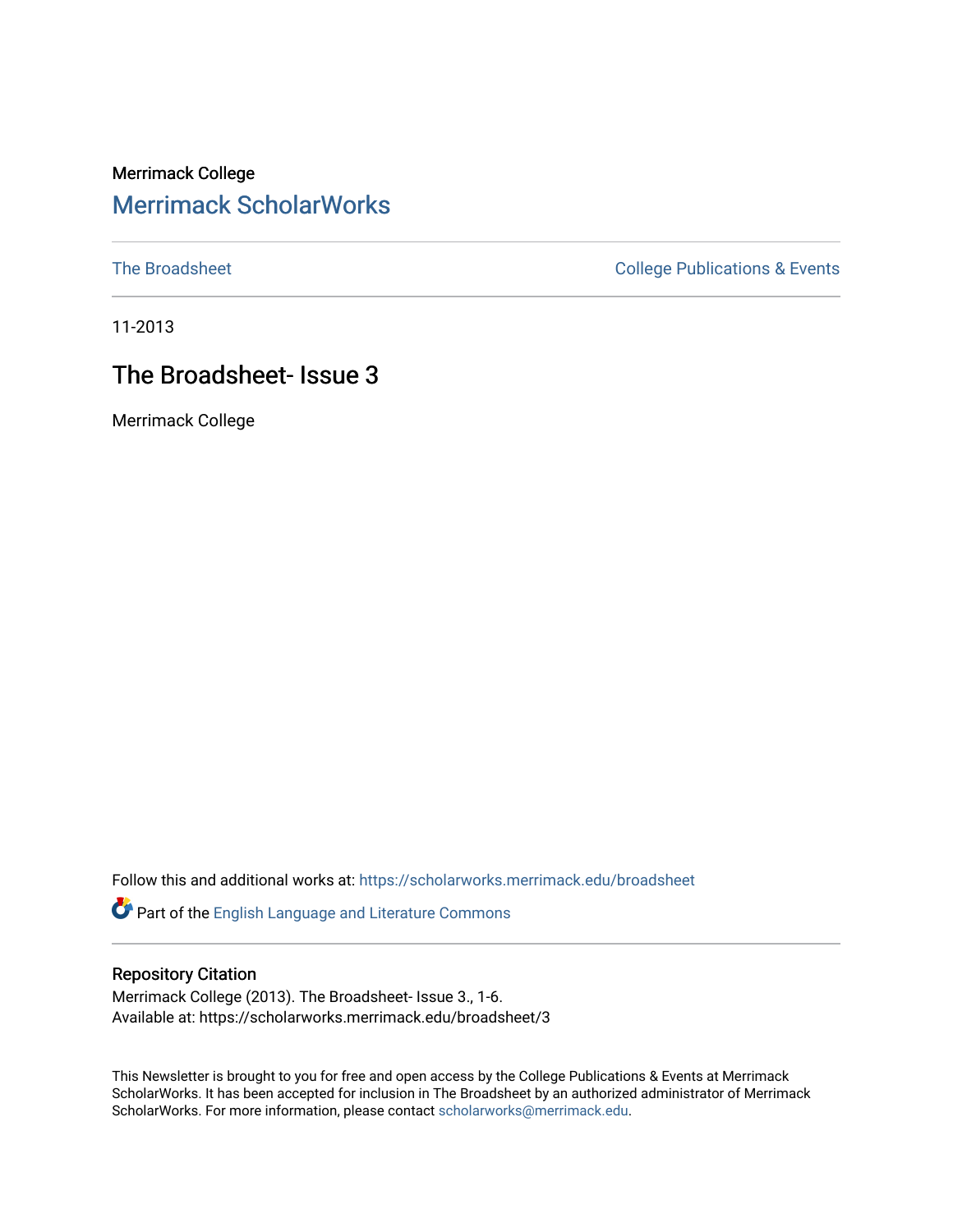Merrimack College

# Merrimack ScholarWorks

The Broadsheet | College Publications & Events

11-2013

## The Broadsheet- Issue 3

Merrimack College

Follow this and additional works at: https://scholarworks.merrimack.edu/broadsheet

Part of the English Language and Literature Commons

### Repository Citation

Merrimack College (2013). The Broadsheet- Issue 3., 1-6.
Available at: https://scholarworks.merrimack.edu/broadsheet/3

This Newsletter is brought to you for free and open access by the College Publications & Events at Merrimack ScholarWorks. It has been accepted for inclusion in The Broadsheet by an authorized administrator of Merrimack ScholarWorks. For more information, please contact scholarworks@merrimack.edu.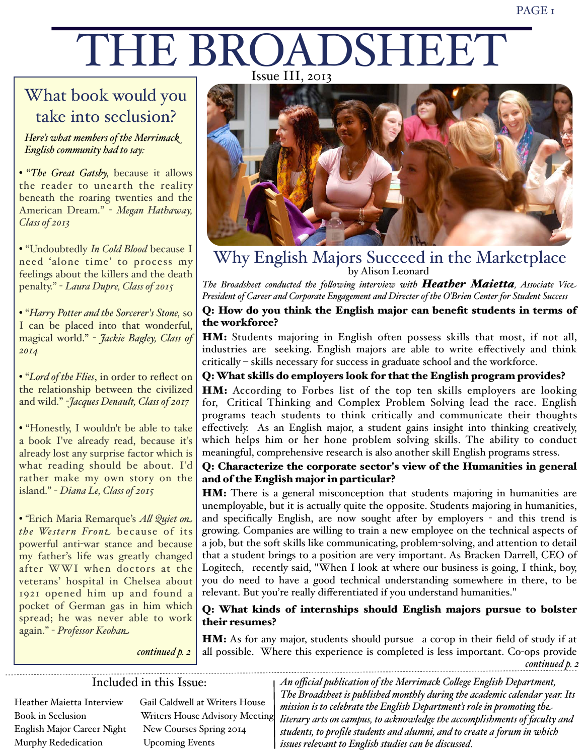# THE BROADSHEET

Issue III, 2013

## What book would you take into seclusion?

*Here's what members of the Merrimack English community had to say:*

• "*The Great Gatsby,* because it allows the reader to unearth the reality beneath the roaring twenties and the American Dream." - *Megan Hathaway, Class of 2013*

• "Undoubtedly *In Cold Blood* because I need 'alone time' to process my feelings about the killers and the death penalty." - *Laura Dupre, Class of 2015*

• "*Harry Potter and the Sorcerer's Stone,* so I can be placed into that wonderful, magical world." - *Jackie Bagley, Class of 2014*

• "*Lord of the Flies*, in order to reflect on the relationship between the civilized and wild." -*Jacques Denault, Class of 2017*

• "Honestly, I wouldn't be able to take a book I've already read, because it's already lost any surprise factor which is what reading should be about. I'd rather make my own story on the island." - *Diana Le, Class of 2015*

• "Erich Maria Remarque's *All Quiet on the Western Front* because of its powerful anti-war stance and because my father's life was greatly changed after WWI when doctors at the veterans' hospital in Chelsea about 1921 opened him up and found a pocket of German gas in him which spread; he was never able to work again." - *Professor Keohan*

*continued p. 2*

## Why English Majors Succeed in the Marketplace

by Alison Leonard

*The Broadsheet conducted the following interview with* ***Heather Maietta****, Associate Vice President of Career and Corporate Engagement and Directer of the O'Brien Center for Student Success*

**Q: How do you think the English major can benefit students in terms of the workforce?**

**HM:** Students majoring in English often possess skills that most, if not all, industries are seeking. English majors are able to write effectively and think critically – skills necessary for success in graduate school and the workforce.

**Q: What skills do employers look for that the English program provides?**

**HM:** According to Forbes list of the top ten skills employers are looking for, Critical Thinking and Complex Problem Solving lead the race. English programs teach students to think critically and communicate their thoughts effectively. As an English major, a student gains insight into thinking creatively, which helps him or her hone problem solving skills. The ability to conduct meaningful, comprehensive research is also another skill English programs stress.

**Q: Characterize the corporate sector's view of the Humanities in general and of the English major in particular?**

**HM:** There is a general misconception that students majoring in humanities are unemployable, but it is actually quite the opposite. Students majoring in humanities, and specifically English, are now sought after by employers - and this trend is growing. Companies are willing to train a new employee on the technical aspects of a job, but the soft skills like communicating, problem-solving, and attention to detail that a student brings to a position are very important. As Bracken Darrell, CEO of Logitech, recently said, "When I look at where our business is going, I think, boy, you do need to have a good technical understanding somewhere in there, to be relevant. But you're really differentiated if you understand humanities."

**Q: What kinds of internships should English majors pursue to bolster their resumes?**

**HM:** As for any major, students should pursue a co-op in their field of study if at all possible. Where this experience is completed is less important. Co-ops provide

*continued p. 2*

### Included in this Issue:

- Heather Maietta Interview
- Book in Seclusion
- English Major Career Night
- Murphy Rededication
- Gail Caldwell at Writers House
- Writers House Advisory Meeting
- New Courses Spring 2014
- Upcoming Events

*An official publication of the Merrimack College English Department, The Broadsheet is published monthly during the academic calendar year. Its mission is to celebrate the English Department's role in promoting the literary arts on campus, to acknowledge the accomplishments of faculty and students, to profile students and alumni, and to create a forum in which issues relevant to English studies can be discussed.*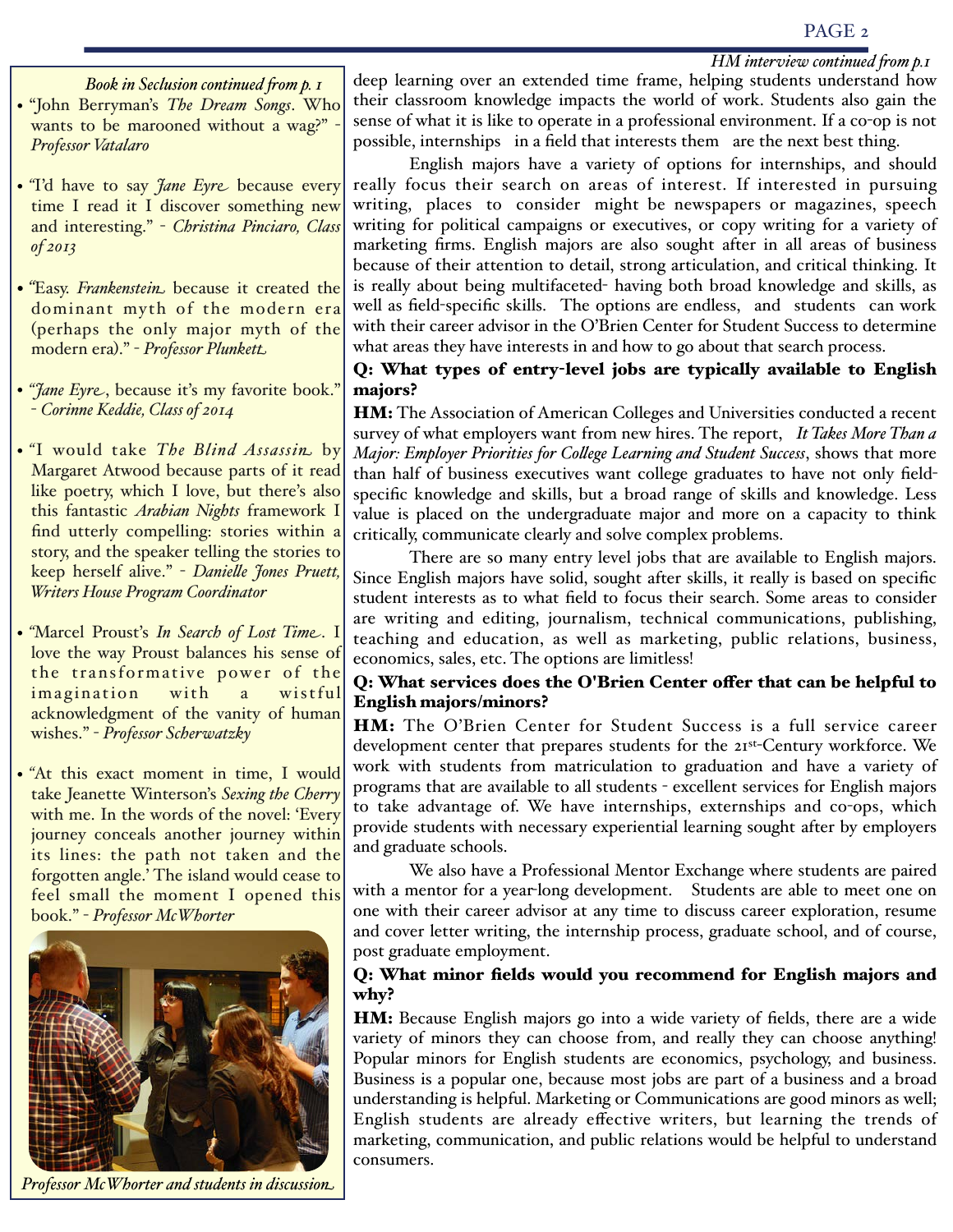*Book in Seclusion continued from p. 1*

- "John Berryman's *The Dream Songs*. Who wants to be marooned without a wag?" - *Professor Vatalaro*
- "I'd have to say *Jane Eyre* because every time I read it I discover something new and interesting." - *Christina Pinciaro, Class of 2013*
- "Easy. *Frankenstein* because it created the dominant myth of the modern era (perhaps the only major myth of the modern era)." - *Professor Plunkett*
- "*Jane Eyre*, because it's my favorite book." - *Corinne Keddie, Class of 2014*
- "I would take *The Blind Assassin* by Margaret Atwood because parts of it read like poetry, which I love, but there's also this fantastic *Arabian Nights* framework I find utterly compelling: stories within a story, and the speaker telling the stories to keep herself alive." - *Danielle Jones Pruett, Writers House Program Coordinator*
- "Marcel Proust's *In Search of Lost Time*. I love the way Proust balances his sense of the transformative power of the imagination with a wistful acknowledgment of the vanity of human wishes." - *Professor Scherwatzky*
- "At this exact moment in time, I would take Jeanette Winterson's *Sexing the Cherry* with me. In the words of the novel: 'Every journey conceals another journey within its lines: the path not taken and the forgotten angle.' The island would cease to feel small the moment I opened this book." - *Professor McWhorter*

*Professor McWhorter and students in discussion*

*HM interview continued from p.1*

deep learning over an extended time frame, helping students understand how their classroom knowledge impacts the world of work. Students also gain the sense of what it is like to operate in a professional environment. If a co-op is not possible, internships in a field that interests them are the next best thing.

English majors have a variety of options for internships, and should really focus their search on areas of interest. If interested in pursuing writing, places to consider might be newspapers or magazines, speech writing for political campaigns or executives, or copy writing for a variety of marketing firms. English majors are also sought after in all areas of business because of their attention to detail, strong articulation, and critical thinking. It is really about being multifaceted- having both broad knowledge and skills, as well as field-specific skills. The options are endless, and students can work with their career advisor in the O'Brien Center for Student Success to determine what areas they have interests in and how to go about that search process.

**Q: What types of entry-level jobs are typically available to English majors?**

**HM:** The Association of American Colleges and Universities conducted a recent survey of what employers want from new hires. The report, *It Takes More Than a Major: Employer Priorities for College Learning and Student Success*, shows that more than half of business executives want college graduates to have not only field-specific knowledge and skills, but a broad range of skills and knowledge. Less value is placed on the undergraduate major and more on a capacity to think critically, communicate clearly and solve complex problems.

There are so many entry level jobs that are available to English majors. Since English majors have solid, sought after skills, it really is based on specific student interests as to what field to focus their search. Some areas to consider are writing and editing, journalism, technical communications, publishing, teaching and education, as well as marketing, public relations, business, economics, sales, etc. The options are limitless!

**Q: What services does the O'Brien Center offer that can be helpful to English majors/minors?**

**HM:** The O'Brien Center for Student Success is a full service career development center that prepares students for the 21st-Century workforce. We work with students from matriculation to graduation and have a variety of programs that are available to all students - excellent services for English majors to take advantage of. We have internships, externships and co-ops, which provide students with necessary experiential learning sought after by employers and graduate schools.

We also have a Professional Mentor Exchange where students are paired with a mentor for a year-long development. Students are able to meet one on one with their career advisor at any time to discuss career exploration, resume and cover letter writing, the internship process, graduate school, and of course, post graduate employment.

**Q: What minor fields would you recommend for English majors and why?**

**HM:** Because English majors go into a wide variety of fields, there are a wide variety of minors they can choose from, and really they can choose anything! Popular minors for English students are economics, psychology, and business. Business is a popular one, because most jobs are part of a business and a broad understanding is helpful. Marketing or Communications are good minors as well; English students are already effective writers, but learning the trends of marketing, communication, and public relations would be helpful to understand consumers.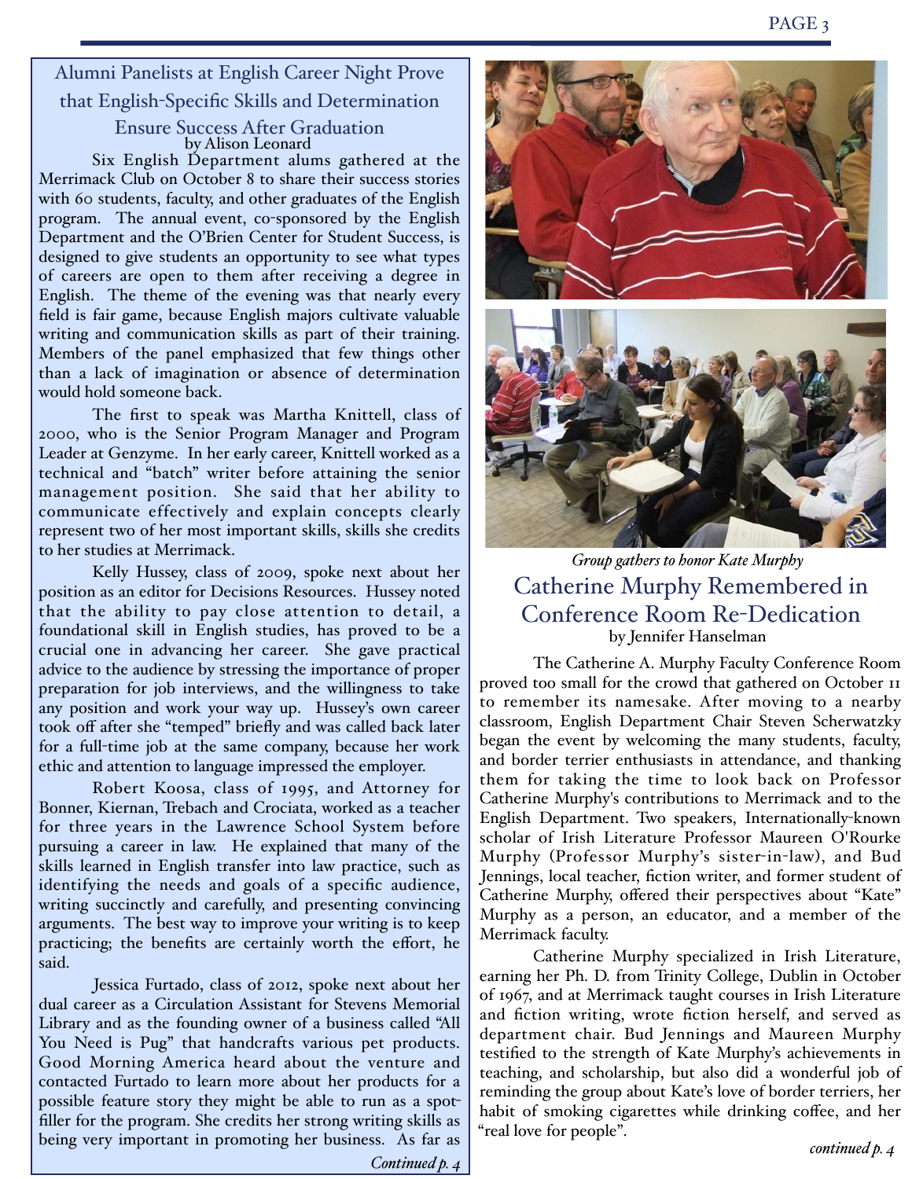## Alumni Panelists at English Career Night Prove that English-Specific Skills and Determination Ensure Success After Graduation

by Alison Leonard

Six English Department alums gathered at the Merrimack Club on October 8 to share their success stories with 60 students, faculty, and other graduates of the English program. The annual event, co-sponsored by the English Department and the O'Brien Center for Student Success, is designed to give students an opportunity to see what types of careers are open to them after receiving a degree in English. The theme of the evening was that nearly every field is fair game, because English majors cultivate valuable writing and communication skills as part of their training. Members of the panel emphasized that few things other than a lack of imagination or absence of determination would hold someone back.

The first to speak was Martha Knittell, class of 2000, who is the Senior Program Manager and Program Leader at Genzyme. In her early career, Knittell worked as a technical and "batch" writer before attaining the senior management position. She said that her ability to communicate effectively and explain concepts clearly represent two of her most important skills, skills she credits to her studies at Merrimack.

Kelly Hussey, class of 2009, spoke next about her position as an editor for Decisions Resources. Hussey noted that the ability to pay close attention to detail, a foundational skill in English studies, has proved to be a crucial one in advancing her career. She gave practical advice to the audience by stressing the importance of proper preparation for job interviews, and the willingness to take any position and work your way up. Hussey's own career took off after she "temped" briefly and was called back later for a full-time job at the same company, because her work ethic and attention to language impressed the employer.

Robert Koosa, class of 1995, and Attorney for Bonner, Kiernan, Trebach and Crociata, worked as a teacher for three years in the Lawrence School System before pursuing a career in law. He explained that many of the skills learned in English transfer into law practice, such as identifying the needs and goals of a specific audience, writing succinctly and carefully, and presenting convincing arguments. The best way to improve your writing is to keep practicing; the benefits are certainly worth the effort, he said.

Jessica Furtado, class of 2012, spoke next about her dual career as a Circulation Assistant for Stevens Memorial Library and as the founding owner of a business called "All You Need is Pug" that handcrafts various pet products. Good Morning America heard about the venture and contacted Furtado to learn more about her products for a possible feature story they might be able to run as a spot-filler for the program. She credits her strong writing skills as being very important in promoting her business. As far as

*Continued p. 4*

*Group gathers to honor Kate Murphy*

## Catherine Murphy Remembered in Conference Room Re-Dedication

by Jennifer Hanselman

The Catherine A. Murphy Faculty Conference Room proved too small for the crowd that gathered on October 11 to remember its namesake. After moving to a nearby classroom, English Department Chair Steven Scherwatzky began the event by welcoming the many students, faculty, and border terrier enthusiasts in attendance, and thanking them for taking the time to look back on Professor Catherine Murphy's contributions to Merrimack and to the English Department. Two speakers, Internationally-known scholar of Irish Literature Professor Maureen O'Rourke Murphy (Professor Murphy's sister-in-law), and Bud Jennings, local teacher, fiction writer, and former student of Catherine Murphy, offered their perspectives about "Kate" Murphy as a person, an educator, and a member of the Merrimack faculty.

Catherine Murphy specialized in Irish Literature, earning her Ph. D. from Trinity College, Dublin in October of 1967, and at Merrimack taught courses in Irish Literature and fiction writing, wrote fiction herself, and served as department chair. Bud Jennings and Maureen Murphy testified to the strength of Kate Murphy's achievements in teaching, and scholarship, but also did a wonderful job of reminding the group about Kate's love of border terriers, her habit of smoking cigarettes while drinking coffee, and her "real love for people".

*continued p. 4*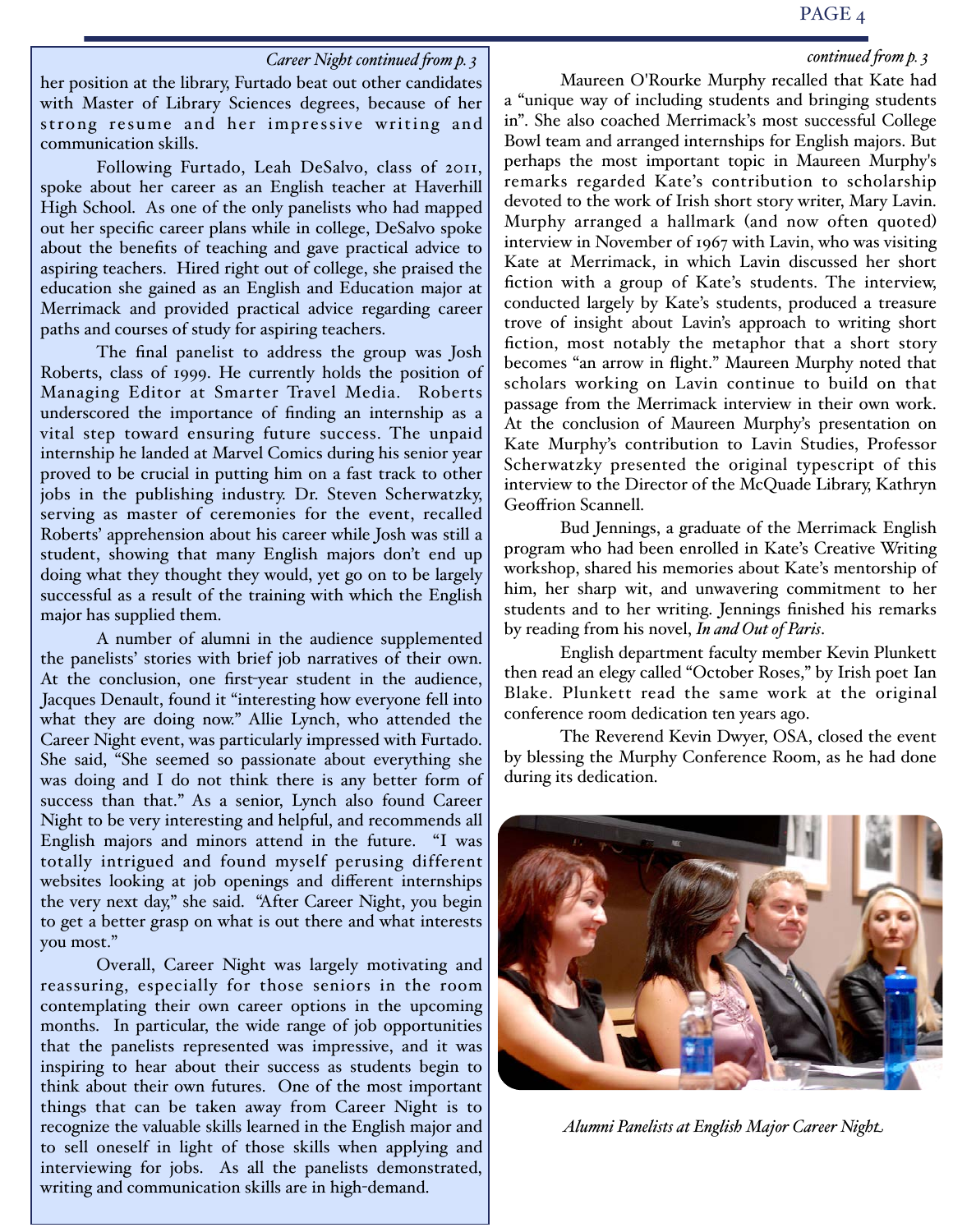*Career Night continued from p. 3*

her position at the library, Furtado beat out other candidates with Master of Library Sciences degrees, because of her strong resume and her impressive writing and communication skills.

Following Furtado, Leah DeSalvo, class of 2011, spoke about her career as an English teacher at Haverhill High School. As one of the only panelists who had mapped out her specific career plans while in college, DeSalvo spoke about the benefits of teaching and gave practical advice to aspiring teachers. Hired right out of college, she praised the education she gained as an English and Education major at Merrimack and provided practical advice regarding career paths and courses of study for aspiring teachers.

The final panelist to address the group was Josh Roberts, class of 1999. He currently holds the position of Managing Editor at Smarter Travel Media. Roberts underscored the importance of finding an internship as a vital step toward ensuring future success. The unpaid internship he landed at Marvel Comics during his senior year proved to be crucial in putting him on a fast track to other jobs in the publishing industry. Dr. Steven Scherwatzky, serving as master of ceremonies for the event, recalled Roberts' apprehension about his career while Josh was still a student, showing that many English majors don't end up doing what they thought they would, yet go on to be largely successful as a result of the training with which the English major has supplied them.

A number of alumni in the audience supplemented the panelists' stories with brief job narratives of their own. At the conclusion, one first-year student in the audience, Jacques Denault, found it "interesting how everyone fell into what they are doing now." Allie Lynch, who attended the Career Night event, was particularly impressed with Furtado. She said, "She seemed so passionate about everything she was doing and I do not think there is any better form of success than that." As a senior, Lynch also found Career Night to be very interesting and helpful, and recommends all English majors and minors attend in the future. "I was totally intrigued and found myself perusing different websites looking at job openings and different internships the very next day," she said. "After Career Night, you begin to get a better grasp on what is out there and what interests you most."

Overall, Career Night was largely motivating and reassuring, especially for those seniors in the room contemplating their own career options in the upcoming months. In particular, the wide range of job opportunities that the panelists represented was impressive, and it was inspiring to hear about their success as students begin to think about their own futures. One of the most important things that can be taken away from Career Night is to recognize the valuable skills learned in the English major and to sell oneself in light of those skills when applying and interviewing for jobs. As all the panelists demonstrated, writing and communication skills are in high-demand.

*continued from p. 3*

Maureen O'Rourke Murphy recalled that Kate had a "unique way of including students and bringing students in". She also coached Merrimack's most successful College Bowl team and arranged internships for English majors. But perhaps the most important topic in Maureen Murphy's remarks regarded Kate's contribution to scholarship devoted to the work of Irish short story writer, Mary Lavin. Murphy arranged a hallmark (and now often quoted) interview in November of 1967 with Lavin, who was visiting Kate at Merrimack, in which Lavin discussed her short fiction with a group of Kate's students. The interview, conducted largely by Kate's students, produced a treasure trove of insight about Lavin's approach to writing short fiction, most notably the metaphor that a short story becomes "an arrow in flight." Maureen Murphy noted that scholars working on Lavin continue to build on that passage from the Merrimack interview in their own work. At the conclusion of Maureen Murphy's presentation on Kate Murphy's contribution to Lavin Studies, Professor Scherwatzky presented the original typescript of this interview to the Director of the McQuade Library, Kathryn Geoffrion Scannell.

Bud Jennings, a graduate of the Merrimack English program who had been enrolled in Kate's Creative Writing workshop, shared his memories about Kate's mentorship of him, her sharp wit, and unwavering commitment to her students and to her writing. Jennings finished his remarks by reading from his novel, *In and Out of Paris*.

English department faculty member Kevin Plunkett then read an elegy called "October Roses," by Irish poet Ian Blake. Plunkett read the same work at the original conference room dedication ten years ago.

The Reverend Kevin Dwyer, OSA, closed the event by blessing the Murphy Conference Room, as he had done during its dedication.

*Alumni Panelists at English Major Career Night.*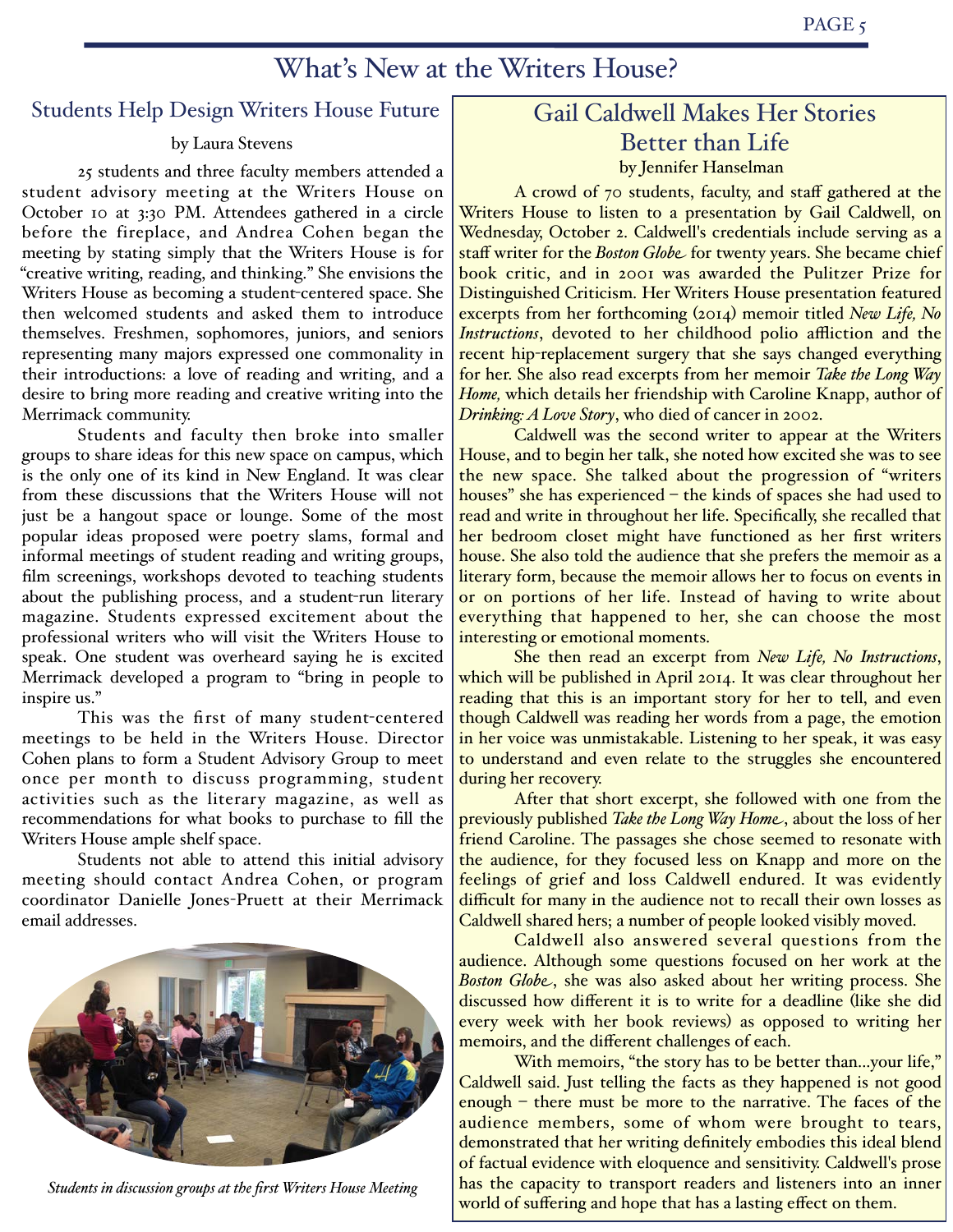# What's New at the Writers House?

## Students Help Design Writers House Future

by Laura Stevens

25 students and three faculty members attended a student advisory meeting at the Writers House on October 10 at 3:30 PM. Attendees gathered in a circle before the fireplace, and Andrea Cohen began the meeting by stating simply that the Writers House is for "creative writing, reading, and thinking." She envisions the Writers House as becoming a student-centered space. She then welcomed students and asked them to introduce themselves. Freshmen, sophomores, juniors, and seniors representing many majors expressed one commonality in their introductions: a love of reading and writing, and a desire to bring more reading and creative writing into the Merrimack community.

Students and faculty then broke into smaller groups to share ideas for this new space on campus, which is the only one of its kind in New England. It was clear from these discussions that the Writers House will not just be a hangout space or lounge. Some of the most popular ideas proposed were poetry slams, formal and informal meetings of student reading and writing groups, film screenings, workshops devoted to teaching students about the publishing process, and a student-run literary magazine. Students expressed excitement about the professional writers who will visit the Writers House to speak. One student was overheard saying he is excited Merrimack developed a program to "bring in people to inspire us."

This was the first of many student-centered meetings to be held in the Writers House. Director Cohen plans to form a Student Advisory Group to meet once per month to discuss programming, student activities such as the literary magazine, as well as recommendations for what books to purchase to fill the Writers House ample shelf space.

Students not able to attend this initial advisory meeting should contact Andrea Cohen, or program coordinator Danielle Jones-Pruett at their Merrimack email addresses.

*Students in discussion groups at the first Writers House Meeting*

## Gail Caldwell Makes Her Stories Better than Life

by Jennifer Hanselman

A crowd of 70 students, faculty, and staff gathered at the Writers House to listen to a presentation by Gail Caldwell, on Wednesday, October 2. Caldwell's credentials include serving as a staff writer for the *Boston Globe* for twenty years. She became chief book critic, and in 2001 was awarded the Pulitzer Prize for Distinguished Criticism. Her Writers House presentation featured excerpts from her forthcoming (2014) memoir titled *New Life, No Instructions*, devoted to her childhood polio affliction and the recent hip-replacement surgery that she says changed everything for her. She also read excerpts from her memoir *Take the Long Way Home,* which details her friendship with Caroline Knapp, author of *Drinking: A Love Story*, who died of cancer in 2002.

Caldwell was the second writer to appear at the Writers House, and to begin her talk, she noted how excited she was to see the new space. She talked about the progression of "writers houses" she has experienced – the kinds of spaces she had used to read and write in throughout her life. Specifically, she recalled that her bedroom closet might have functioned as her first writers house. She also told the audience that she prefers the memoir as a literary form, because the memoir allows her to focus on events in or on portions of her life. Instead of having to write about everything that happened to her, she can choose the most interesting or emotional moments.

She then read an excerpt from *New Life, No Instructions*, which will be published in April 2014. It was clear throughout her reading that this is an important story for her to tell, and even though Caldwell was reading her words from a page, the emotion in her voice was unmistakable. Listening to her speak, it was easy to understand and even relate to the struggles she encountered during her recovery.

After that short excerpt, she followed with one from the previously published *Take the Long Way Home*, about the loss of her friend Caroline. The passages she chose seemed to resonate with the audience, for they focused less on Knapp and more on the feelings of grief and loss Caldwell endured. It was evidently difficult for many in the audience not to recall their own losses as Caldwell shared hers; a number of people looked visibly moved.

Caldwell also answered several questions from the audience. Although some questions focused on her work at the *Boston Globe*, she was also asked about her writing process. She discussed how different it is to write for a deadline (like she did every week with her book reviews) as opposed to writing her memoirs, and the different challenges of each.

With memoirs, "the story has to be better than…your life," Caldwell said. Just telling the facts as they happened is not good enough – there must be more to the narrative. The faces of the audience members, some of whom were brought to tears, demonstrated that her writing definitely embodies this ideal blend of factual evidence with eloquence and sensitivity. Caldwell's prose has the capacity to transport readers and listeners into an inner world of suffering and hope that has a lasting effect on them.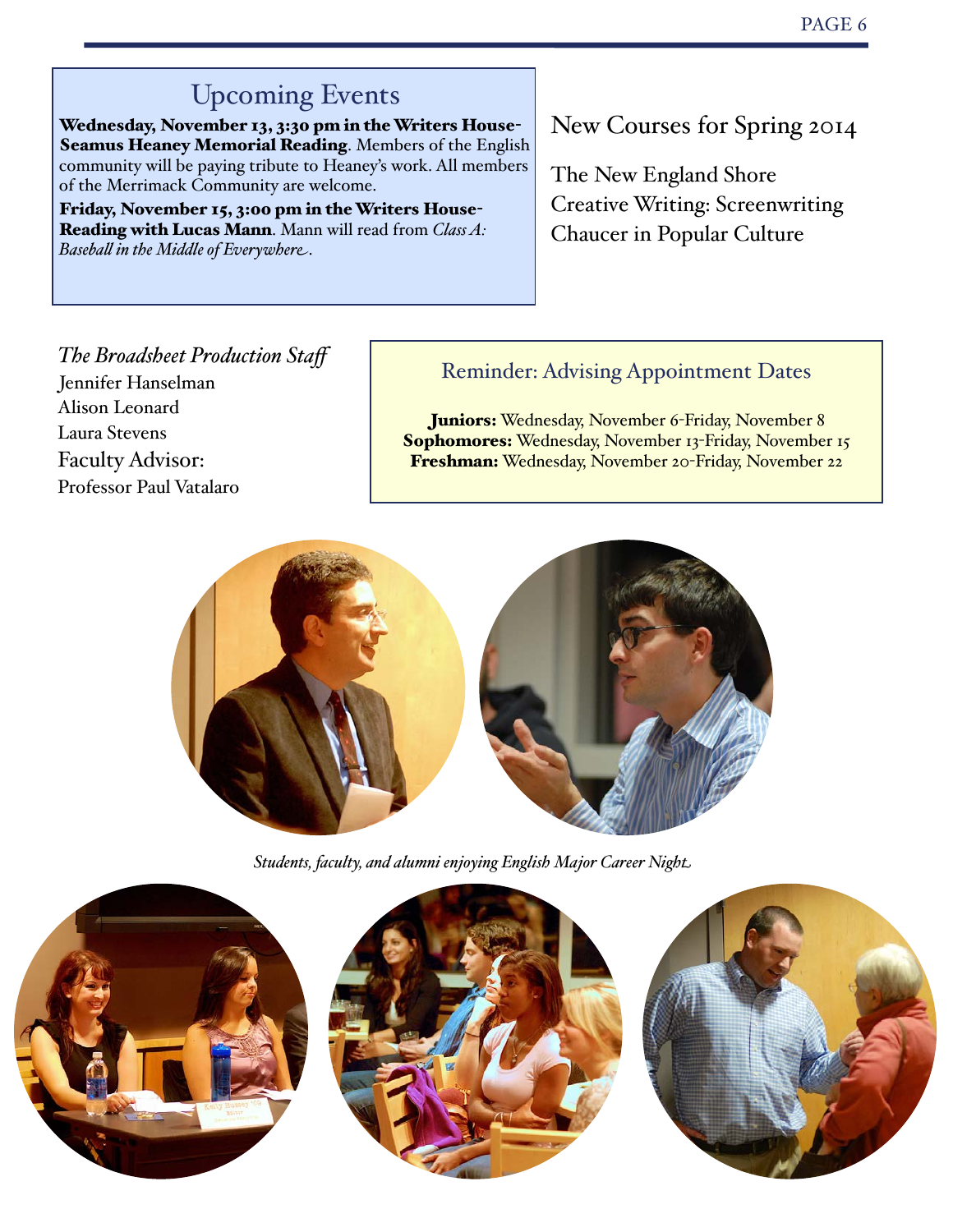## Upcoming Events

**Wednesday, November 13, 3:30 pm in the Writers House- Seamus Heaney Memorial Reading**. Members of the English community will be paying tribute to Heaney's work. All members of the Merrimack Community are welcome.

**Friday, November 15, 3:00 pm in the Writers House- Reading with Lucas Mann**. Mann will read from *Class A: Baseball in the Middle of Everywhere*.

## New Courses for Spring 2014

The New England Shore
Creative Writing: Screenwriting
Chaucer in Popular Culture

*The Broadsheet Production Staff*

Jennifer Hanselman
Alison Leonard
Laura Stevens
Faculty Advisor:
Professor Paul Vatalaro

### Reminder: Advising Appointment Dates

**Juniors:** Wednesday, November 6-Friday, November 8
**Sophomores:** Wednesday, November 13-Friday, November 15
**Freshman:** Wednesday, November 20-Friday, November 22

*Students, faculty, and alumni enjoying English Major Career Night.*